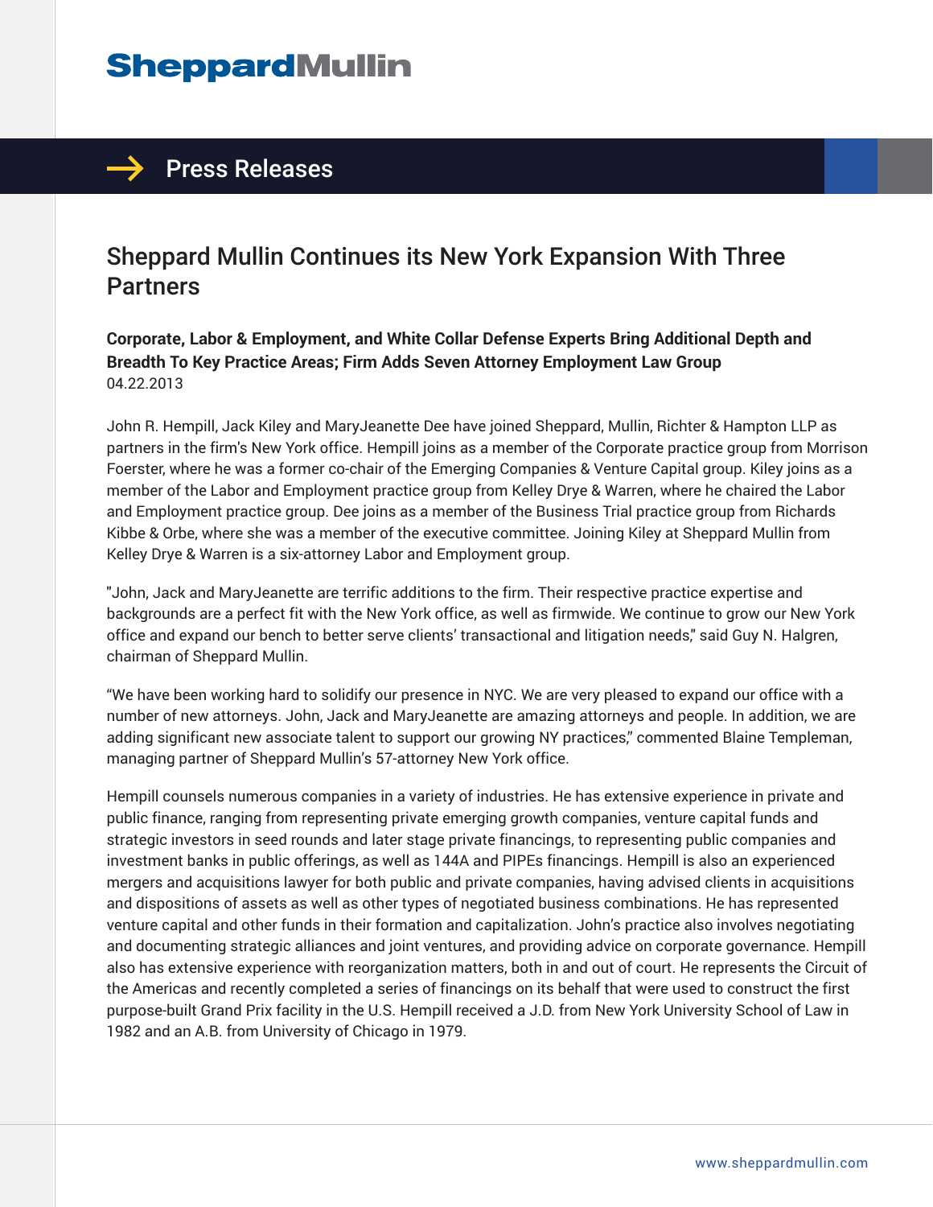# Sheppard Mullin

## Press Releases

## Sheppard Mullin Continues its New York Expansion With Three Partners

**Corporate, Labor & Employment, and White Collar Defense Experts Bring Additional Depth and Breadth To Key Practice Areas; Firm Adds Seven Attorney Employment Law Group**
04.22.2013

John R. Hempill, Jack Kiley and MaryJeanette Dee have joined Sheppard, Mullin, Richter & Hampton LLP as partners in the firm's New York office. Hempill joins as a member of the Corporate practice group from Morrison Foerster, where he was a former co-chair of the Emerging Companies & Venture Capital group. Kiley joins as a member of the Labor and Employment practice group from Kelley Drye & Warren, where he chaired the Labor and Employment practice group. Dee joins as a member of the Business Trial practice group from Richards Kibbe & Orbe, where she was a member of the executive committee. Joining Kiley at Sheppard Mullin from Kelley Drye & Warren is a six-attorney Labor and Employment group.

"John, Jack and MaryJeanette are terrific additions to the firm. Their respective practice expertise and backgrounds are a perfect fit with the New York office, as well as firmwide. We continue to grow our New York office and expand our bench to better serve clients' transactional and litigation needs," said Guy N. Halgren, chairman of Sheppard Mullin.

"We have been working hard to solidify our presence in NYC. We are very pleased to expand our office with a number of new attorneys. John, Jack and MaryJeanette are amazing attorneys and people. In addition, we are adding significant new associate talent to support our growing NY practices," commented Blaine Templeman, managing partner of Sheppard Mullin's 57-attorney New York office.

Hempill counsels numerous companies in a variety of industries. He has extensive experience in private and public finance, ranging from representing private emerging growth companies, venture capital funds and strategic investors in seed rounds and later stage private financings, to representing public companies and investment banks in public offerings, as well as 144A and PIPEs financings. Hempill is also an experienced mergers and acquisitions lawyer for both public and private companies, having advised clients in acquisitions and dispositions of assets as well as other types of negotiated business combinations. He has represented venture capital and other funds in their formation and capitalization. John's practice also involves negotiating and documenting strategic alliances and joint ventures, and providing advice on corporate governance. Hempill also has extensive experience with reorganization matters, both in and out of court. He represents the Circuit of the Americas and recently completed a series of financings on its behalf that were used to construct the first purpose-built Grand Prix facility in the U.S. Hempill received a J.D. from New York University School of Law in 1982 and an A.B. from University of Chicago in 1979.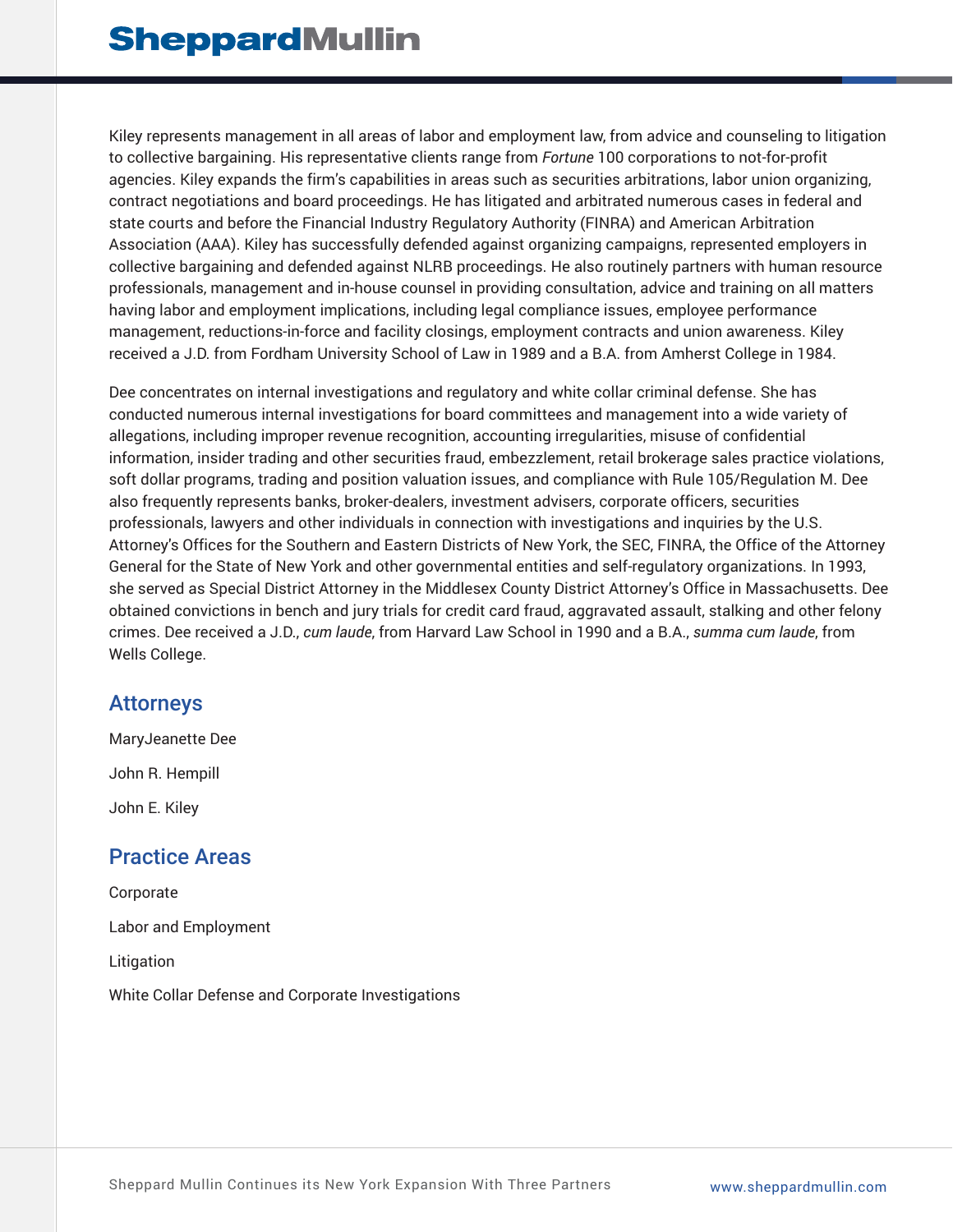Kiley represents management in all areas of labor and employment law, from advice and counseling to litigation to collective bargaining. His representative clients range from *Fortune* 100 corporations to not-for-profit agencies. Kiley expands the firm's capabilities in areas such as securities arbitrations, labor union organizing, contract negotiations and board proceedings. He has litigated and arbitrated numerous cases in federal and state courts and before the Financial Industry Regulatory Authority (FINRA) and American Arbitration Association (AAA). Kiley has successfully defended against organizing campaigns, represented employers in collective bargaining and defended against NLRB proceedings. He also routinely partners with human resource professionals, management and in-house counsel in providing consultation, advice and training on all matters having labor and employment implications, including legal compliance issues, employee performance management, reductions-in-force and facility closings, employment contracts and union awareness. Kiley received a J.D. from Fordham University School of Law in 1989 and a B.A. from Amherst College in 1984.

Dee concentrates on internal investigations and regulatory and white collar criminal defense. She has conducted numerous internal investigations for board committees and management into a wide variety of allegations, including improper revenue recognition, accounting irregularities, misuse of confidential information, insider trading and other securities fraud, embezzlement, retail brokerage sales practice violations, soft dollar programs, trading and position valuation issues, and compliance with Rule 105/Regulation M. Dee also frequently represents banks, broker-dealers, investment advisers, corporate officers, securities professionals, lawyers and other individuals in connection with investigations and inquiries by the U.S. Attorney's Offices for the Southern and Eastern Districts of New York, the SEC, FINRA, the Office of the Attorney General for the State of New York and other governmental entities and self-regulatory organizations. In 1993, she served as Special District Attorney in the Middlesex County District Attorney's Office in Massachusetts. Dee obtained convictions in bench and jury trials for credit card fraud, aggravated assault, stalking and other felony crimes. Dee received a J.D., *cum laude*, from Harvard Law School in 1990 and a B.A., *summa cum laude*, from Wells College.

## Attorneys

MaryJeanette Dee

John R. Hempill

John E. Kiley

## Practice Areas

Corporate

Labor and Employment

Litigation

White Collar Defense and Corporate Investigations